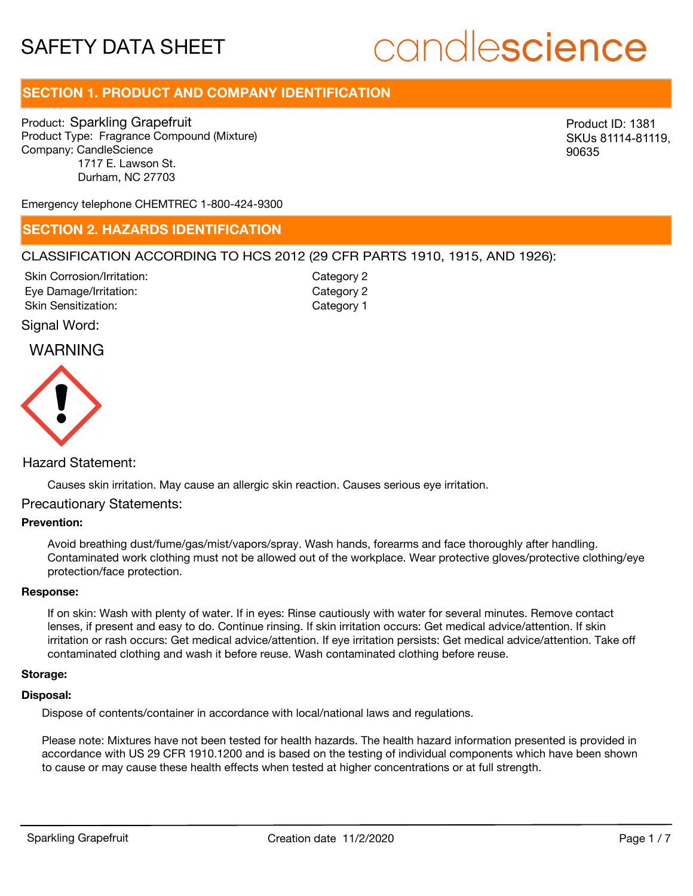# SAFETY DATA SHEET

candlescience

## SECTION 1. PRODUCT AND COMPANY IDENTIFICATION

Product: Sparkling Grapefruit
Product Type: Fragrance Compound (Mixture)
Company: CandleScience
1717 E. Lawson St.
Durham, NC 27703

Product ID: 1381
SKUs 81114-81119, 90635

Emergency telephone CHEMTREC 1-800-424-9300

## SECTION 2. HAZARDS IDENTIFICATION

CLASSIFICATION ACCORDING TO HCS 2012 (29 CFR PARTS 1910, 1915, AND 1926):

| | |
|---|---|
| Skin Corrosion/Irritation: | Category 2 |
| Eye Damage/Irritation: | Category 2 |
| Skin Sensitization: | Category 1 |

Signal Word:

WARNING

Hazard Statement:

Causes skin irritation. May cause an allergic skin reaction. Causes serious eye irritation.

Precautionary Statements:

**Prevention:**

Avoid breathing dust/fume/gas/mist/vapors/spray. Wash hands, forearms and face thoroughly after handling. Contaminated work clothing must not be allowed out of the workplace. Wear protective gloves/protective clothing/eye protection/face protection.

**Response:**

If on skin: Wash with plenty of water. If in eyes: Rinse cautiously with water for several minutes. Remove contact lenses, if present and easy to do. Continue rinsing. If skin irritation occurs: Get medical advice/attention. If skin irritation or rash occurs: Get medical advice/attention. If eye irritation persists: Get medical advice/attention. Take off contaminated clothing and wash it before reuse. Wash contaminated clothing before reuse.

**Storage:**

**Disposal:**

Dispose of contents/container in accordance with local/national laws and regulations.

Please note: Mixtures have not been tested for health hazards. The health hazard information presented is provided in accordance with US 29 CFR 1910.1200 and is based on the testing of individual components which have been shown to cause or may cause these health effects when tested at higher concentrations or at full strength.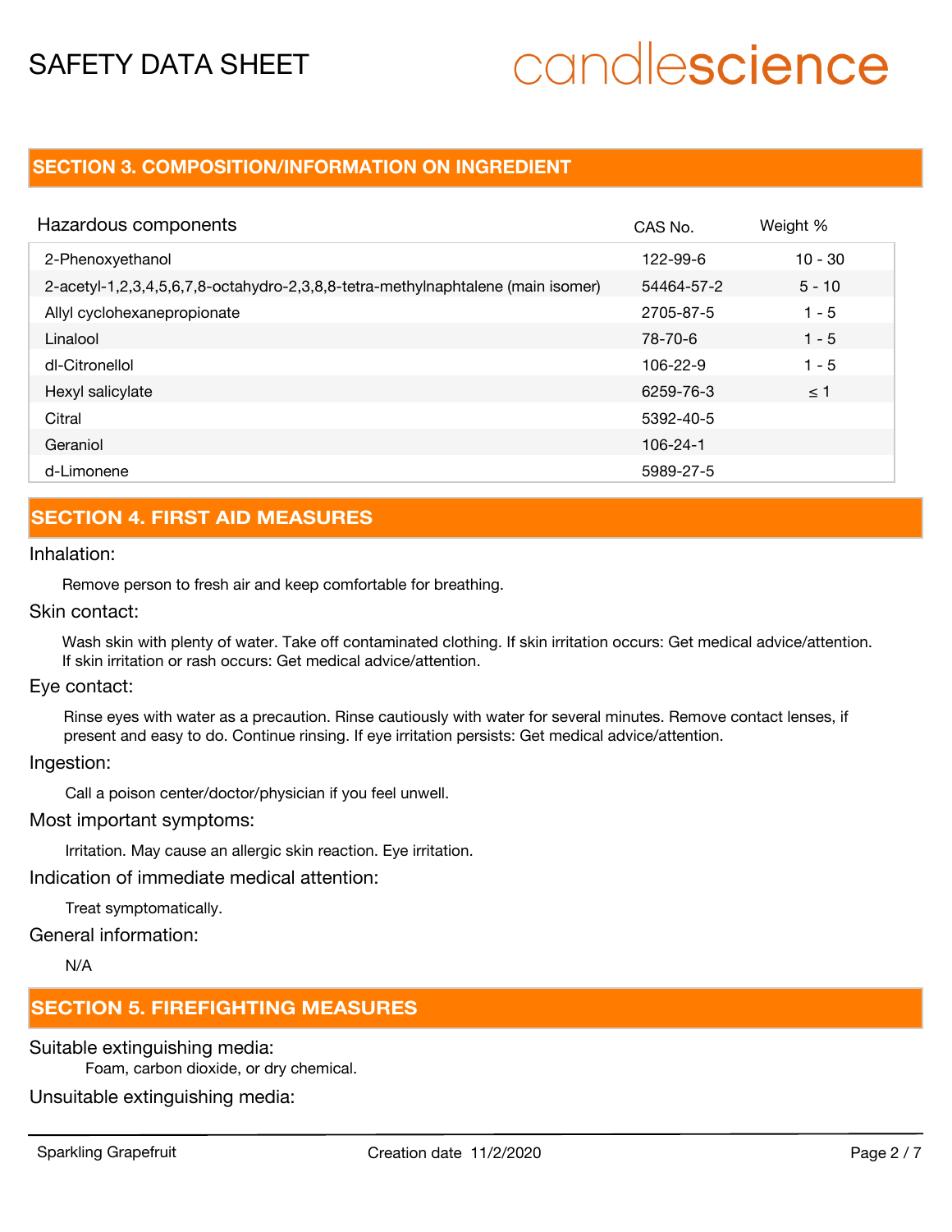## SECTION 3. COMPOSITION/INFORMATION ON INGREDIENT

| Hazardous components | CAS No. | Weight % |
|---|---|---|
| 2-Phenoxyethanol | 122-99-6 | 10 - 30 |
| 2-acetyl-1,2,3,4,5,6,7,8-octahydro-2,3,8,8-tetra-methylnaphtalene (main isomer) | 54464-57-2 | 5 - 10 |
| Allyl cyclohexanepropionate | 2705-87-5 | 1 - 5 |
| Linalool | 78-70-6 | 1 - 5 |
| dl-Citronellol | 106-22-9 | 1 - 5 |
| Hexyl salicylate | 6259-76-3 | ≤ 1 |
| Citral | 5392-40-5 | |
| Geraniol | 106-24-1 | |
| d-Limonene | 5989-27-5 | |

## SECTION 4. FIRST AID MEASURES

Inhalation:

Remove person to fresh air and keep comfortable for breathing.

Skin contact:

Wash skin with plenty of water. Take off contaminated clothing. If skin irritation occurs: Get medical advice/attention. If skin irritation or rash occurs: Get medical advice/attention.

Eye contact:

Rinse eyes with water as a precaution. Rinse cautiously with water for several minutes. Remove contact lenses, if present and easy to do. Continue rinsing. If eye irritation persists: Get medical advice/attention.

Ingestion:

Call a poison center/doctor/physician if you feel unwell.

Most important symptoms:

Irritation. May cause an allergic skin reaction. Eye irritation.

Indication of immediate medical attention:

Treat symptomatically.

General information:

N/A

## SECTION 5. FIREFIGHTING MEASURES

Suitable extinguishing media:

Foam, carbon dioxide, or dry chemical.

Unsuitable extinguishing media: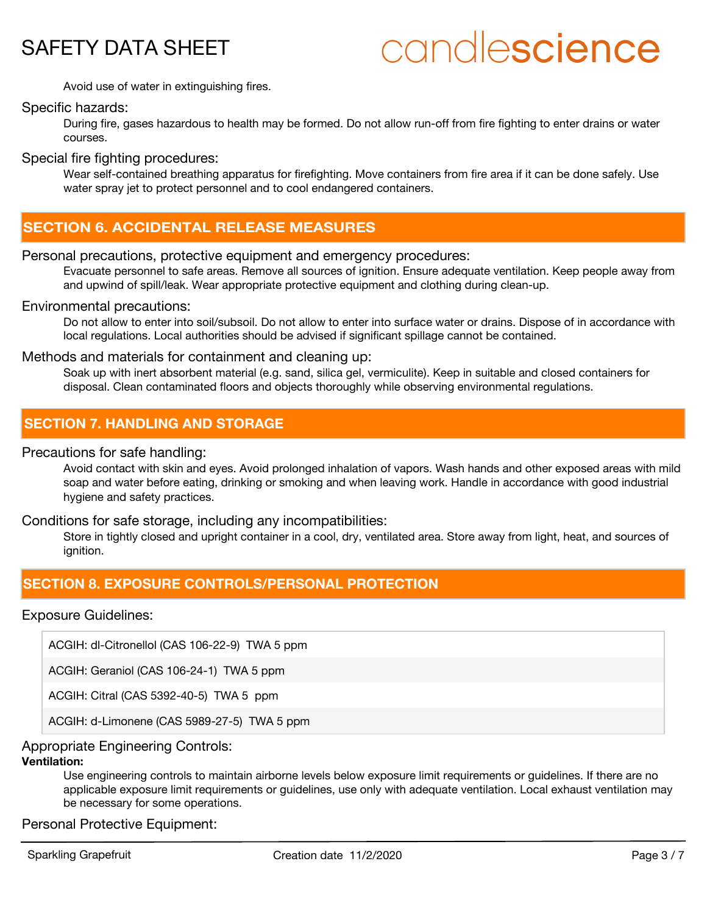Avoid use of water in extinguishing fires.

### Specific hazards:

During fire, gases hazardous to health may be formed. Do not allow run-off from fire fighting to enter drains or water courses.

### Special fire fighting procedures:

Wear self-contained breathing apparatus for firefighting. Move containers from fire area if it can be done safely. Use water spray jet to protect personnel and to cool endangered containers.

## SECTION 6. ACCIDENTAL RELEASE MEASURES

### Personal precautions, protective equipment and emergency procedures:

Evacuate personnel to safe areas. Remove all sources of ignition. Ensure adequate ventilation. Keep people away from and upwind of spill/leak. Wear appropriate protective equipment and clothing during clean-up.

### Environmental precautions:

Do not allow to enter into soil/subsoil. Do not allow to enter into surface water or drains. Dispose of in accordance with local regulations. Local authorities should be advised if significant spillage cannot be contained.

### Methods and materials for containment and cleaning up:

Soak up with inert absorbent material (e.g. sand, silica gel, vermiculite). Keep in suitable and closed containers for disposal. Clean contaminated floors and objects thoroughly while observing environmental regulations.

## SECTION 7. HANDLING AND STORAGE

### Precautions for safe handling:

Avoid contact with skin and eyes. Avoid prolonged inhalation of vapors. Wash hands and other exposed areas with mild soap and water before eating, drinking or smoking and when leaving work. Handle in accordance with good industrial hygiene and safety practices.

### Conditions for safe storage, including any incompatibilities:

Store in tightly closed and upright container in a cool, dry, ventilated area. Store away from light, heat, and sources of ignition.

## SECTION 8. EXPOSURE CONTROLS/PERSONAL PROTECTION

### Exposure Guidelines:

| Exposure Guidelines |
|---|
| ACGIH: dl-Citronellol (CAS 106-22-9) TWA 5 ppm |
| ACGIH: Geraniol (CAS 106-24-1) TWA 5 ppm |
| ACGIH: Citral (CAS 5392-40-5) TWA 5 ppm |
| ACGIH: d-Limonene (CAS 5989-27-5) TWA 5 ppm |

### Appropriate Engineering Controls:

**Ventilation:**

Use engineering controls to maintain airborne levels below exposure limit requirements or guidelines. If there are no applicable exposure limit requirements or guidelines, use only with adequate ventilation. Local exhaust ventilation may be necessary for some operations.

### Personal Protective Equipment: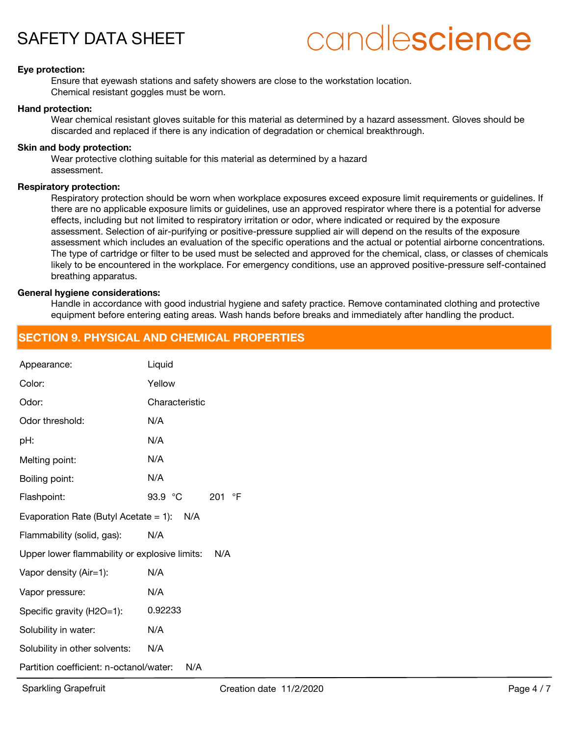**Eye protection:**

Ensure that eyewash stations and safety showers are close to the workstation location.
Chemical resistant goggles must be worn.

**Hand protection:**

Wear chemical resistant gloves suitable for this material as determined by a hazard assessment. Gloves should be discarded and replaced if there is any indication of degradation or chemical breakthrough.

**Skin and body protection:**

Wear protective clothing suitable for this material as determined by a hazard assessment.

**Respiratory protection:**

Respiratory protection should be worn when workplace exposures exceed exposure limit requirements or guidelines. If there are no applicable exposure limits or guidelines, use an approved respirator where there is a potential for adverse effects, including but not limited to respiratory irritation or odor, where indicated or required by the exposure assessment. Selection of air-purifying or positive-pressure supplied air will depend on the results of the exposure assessment which includes an evaluation of the specific operations and the actual or potential airborne concentrations. The type of cartridge or filter to be used must be selected and approved for the chemical, class, or classes of chemicals likely to be encountered in the workplace. For emergency conditions, use an approved positive-pressure self-contained breathing apparatus.

**General hygiene considerations:**

Handle in accordance with good industrial hygiene and safety practice. Remove contaminated clothing and protective equipment before entering eating areas. Wash hands before breaks and immediately after handling the product.

## SECTION 9. PHYSICAL AND CHEMICAL PROPERTIES

| Property | Value |
|---|---|
| Appearance: | Liquid |
| Color: | Yellow |
| Odor: | Characteristic |
| Odor threshold: | N/A |
| pH: | N/A |
| Melting point: | N/A |
| Boiling point: | N/A |
| Flashpoint: | 93.9 °C 201 °F |
| Evaporation Rate (Butyl Acetate = 1): | N/A |
| Flammability (solid, gas): | N/A |
| Upper lower flammability or explosive limits: | N/A |
| Vapor density (Air=1): | N/A |
| Vapor pressure: | N/A |
| Specific gravity (H2O=1): | 0.92233 |
| Solubility in water: | N/A |
| Solubility in other solvents: | N/A |
| Partition coefficient: n-octanol/water: | N/A |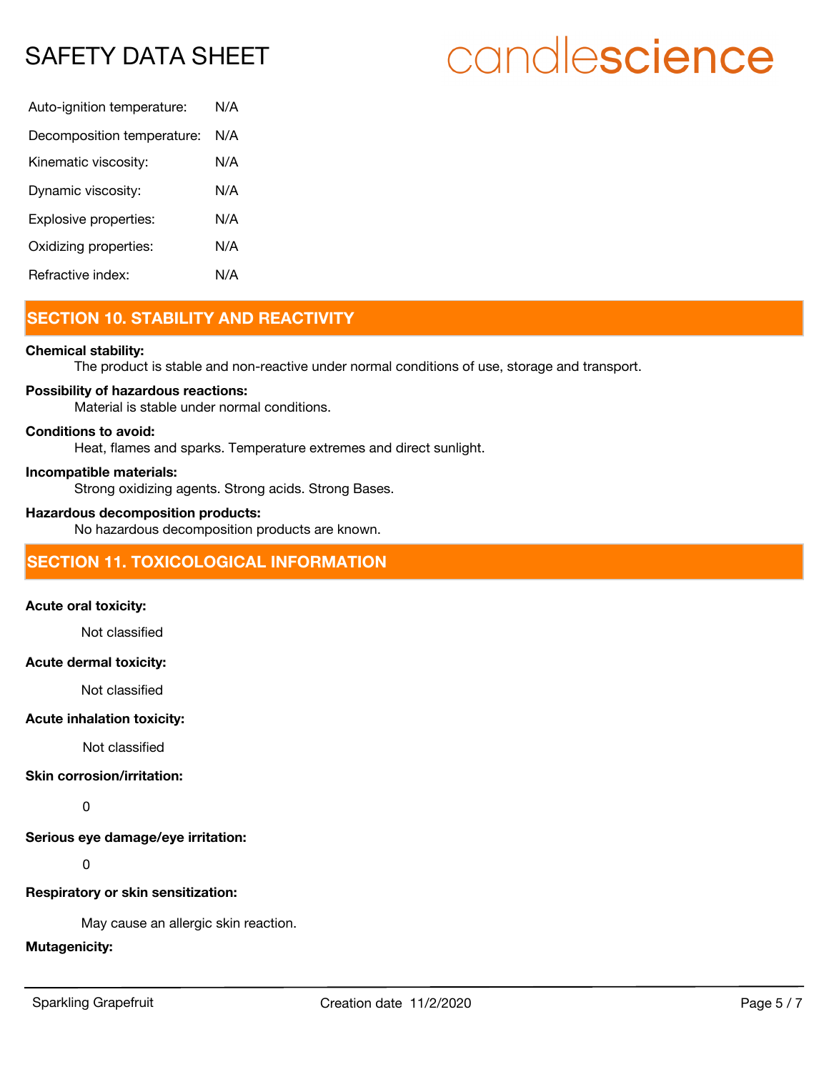| | |
|---|---|
| Auto-ignition temperature: | N/A |
| Decomposition temperature: | N/A |
| Kinematic viscosity: | N/A |
| Dynamic viscosity: | N/A |
| Explosive properties: | N/A |
| Oxidizing properties: | N/A |
| Refractive index: | N/A |

## SECTION 10. STABILITY AND REACTIVITY

**Chemical stability:**

The product is stable and non-reactive under normal conditions of use, storage and transport.

**Possibility of hazardous reactions:**

Material is stable under normal conditions.

**Conditions to avoid:**

Heat, flames and sparks. Temperature extremes and direct sunlight.

**Incompatible materials:**

Strong oxidizing agents. Strong acids. Strong Bases.

**Hazardous decomposition products:**

No hazardous decomposition products are known.

## SECTION 11. TOXICOLOGICAL INFORMATION

**Acute oral toxicity:**

Not classified

**Acute dermal toxicity:**

Not classified

**Acute inhalation toxicity:**

Not classified

**Skin corrosion/irritation:**

0

**Serious eye damage/eye irritation:**

0

**Respiratory or skin sensitization:**

May cause an allergic skin reaction.

**Mutagenicity:**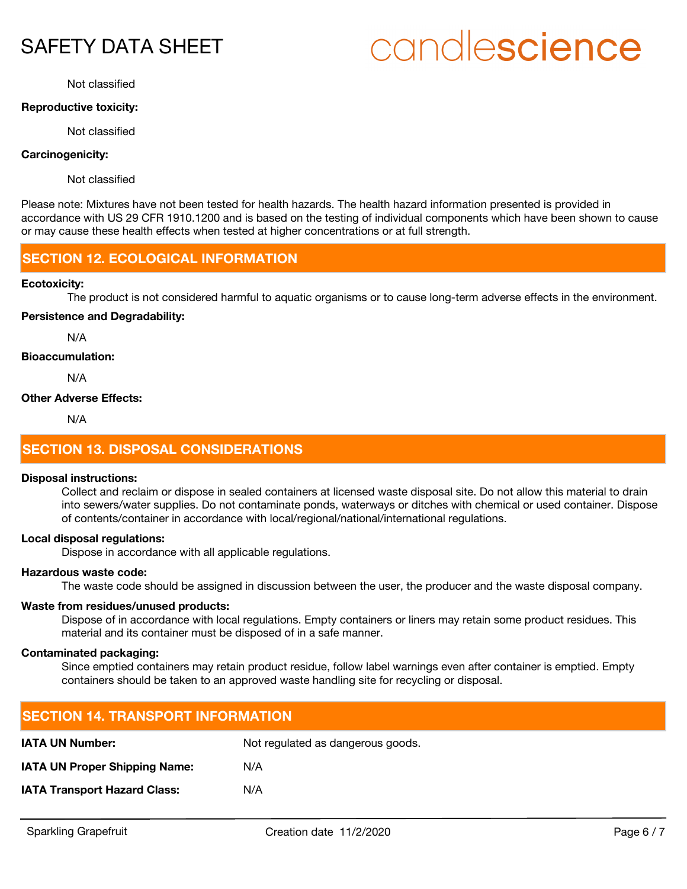Not classified

**Reproductive toxicity:**

Not classified

**Carcinogenicity:**

Not classified

Please note: Mixtures have not been tested for health hazards. The health hazard information presented is provided in accordance with US 29 CFR 1910.1200 and is based on the testing of individual components which have been shown to cause or may cause these health effects when tested at higher concentrations or at full strength.

## SECTION 12. ECOLOGICAL INFORMATION

**Ecotoxicity:**

The product is not considered harmful to aquatic organisms or to cause long-term adverse effects in the environment.

**Persistence and Degradability:**

N/A

**Bioaccumulation:**

N/A

**Other Adverse Effects:**

N/A

## SECTION 13. DISPOSAL CONSIDERATIONS

**Disposal instructions:**

Collect and reclaim or dispose in sealed containers at licensed waste disposal site. Do not allow this material to drain into sewers/water supplies. Do not contaminate ponds, waterways or ditches with chemical or used container. Dispose of contents/container in accordance with local/regional/national/international regulations.

**Local disposal regulations:**

Dispose in accordance with all applicable regulations.

**Hazardous waste code:**

The waste code should be assigned in discussion between the user, the producer and the waste disposal company.

**Waste from residues/unused products:**

Dispose of in accordance with local regulations. Empty containers or liners may retain some product residues. This material and its container must be disposed of in a safe manner.

**Contaminated packaging:**

Since emptied containers may retain product residue, follow label warnings even after container is emptied. Empty containers should be taken to an approved waste handling site for recycling or disposal.

## SECTION 14. TRANSPORT INFORMATION

| | |
|---|---|
| **IATA UN Number:** | Not regulated as dangerous goods. |
| **IATA UN Proper Shipping Name:** | N/A |
| **IATA Transport Hazard Class:** | N/A |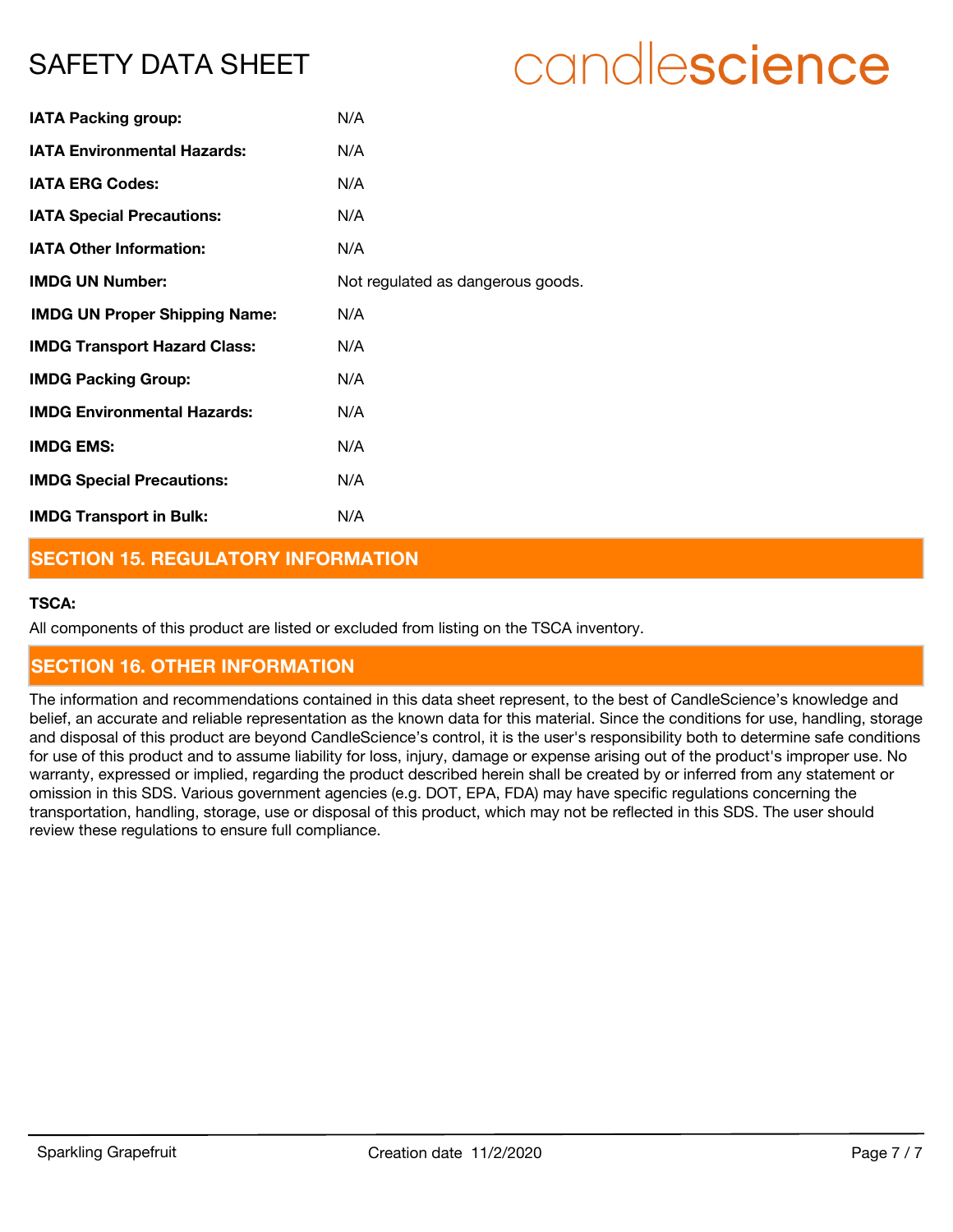| | |
|---|---|
| **IATA Packing group:** | N/A |
| **IATA Environmental Hazards:** | N/A |
| **IATA ERG Codes:** | N/A |
| **IATA Special Precautions:** | N/A |
| **IATA Other Information:** | N/A |
| **IMDG UN Number:** | Not regulated as dangerous goods. |
| **IMDG UN Proper Shipping Name:** | N/A |
| **IMDG Transport Hazard Class:** | N/A |
| **IMDG Packing Group:** | N/A |
| **IMDG Environmental Hazards:** | N/A |
| **IMDG EMS:** | N/A |
| **IMDG Special Precautions:** | N/A |
| **IMDG Transport in Bulk:** | N/A |

## SECTION 15. REGULATORY INFORMATION

**TSCA:**

All components of this product are listed or excluded from listing on the TSCA inventory.

## SECTION 16. OTHER INFORMATION

The information and recommendations contained in this data sheet represent, to the best of CandleScience's knowledge and belief, an accurate and reliable representation as the known data for this material. Since the conditions for use, handling, storage and disposal of this product are beyond CandleScience's control, it is the user's responsibility both to determine safe conditions for use of this product and to assume liability for loss, injury, damage or expense arising out of the product's improper use. No warranty, expressed or implied, regarding the product described herein shall be created by or inferred from any statement or omission in this SDS. Various government agencies (e.g. DOT, EPA, FDA) may have specific regulations concerning the transportation, handling, storage, use or disposal of this product, which may not be reflected in this SDS. The user should review these regulations to ensure full compliance.